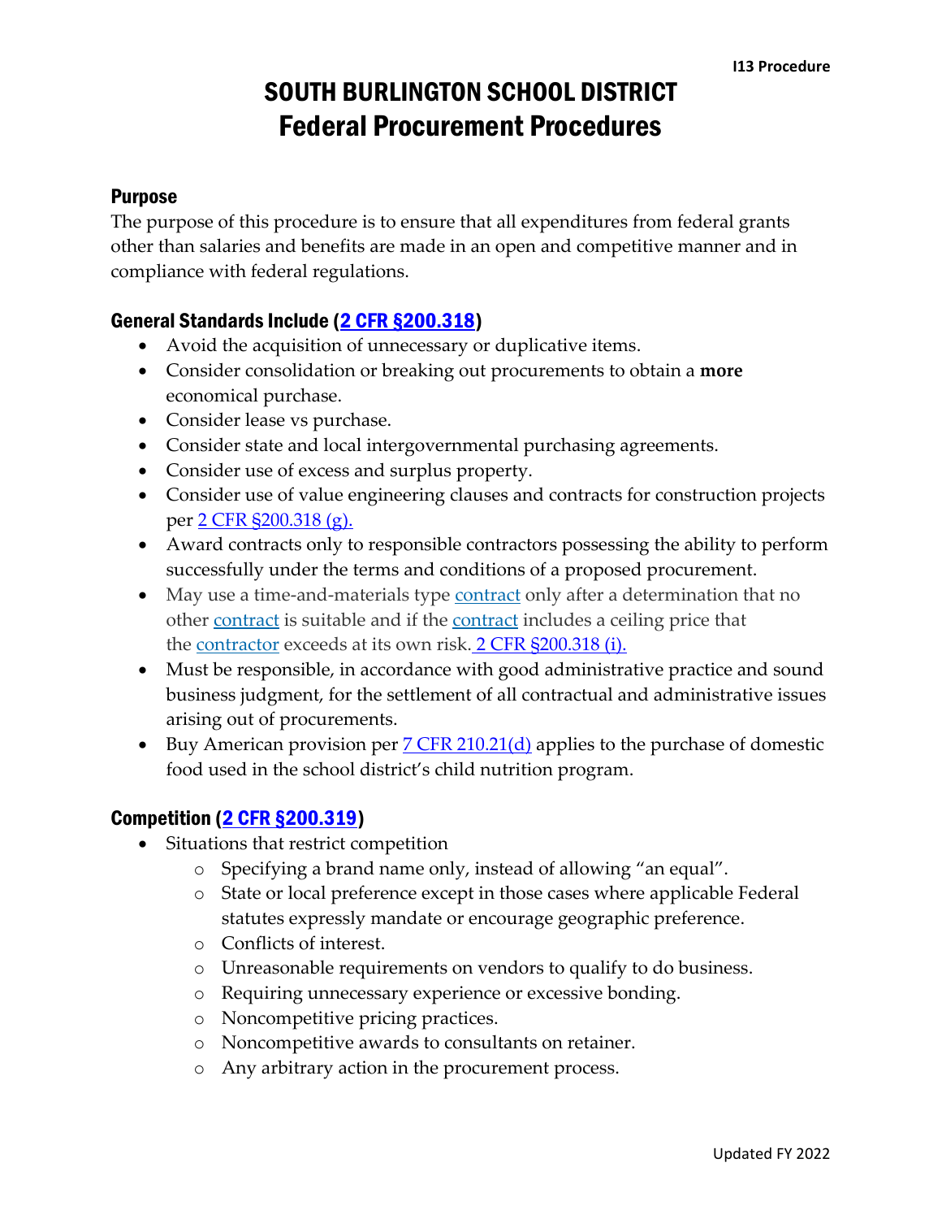# SOUTH BURLINGTON SCHOOL DISTRICT
# Federal Procurement Procedures

I13 Procedure

## Purpose

The purpose of this procedure is to ensure that all expenditures from federal grants other than salaries and benefits are made in an open and competitive manner and in compliance with federal regulations.

## General Standards Include (2 CFR §200.318)

- Avoid the acquisition of unnecessary or duplicative items.
- Consider consolidation or breaking out procurements to obtain a **more** economical purchase.
- Consider lease vs purchase.
- Consider state and local intergovernmental purchasing agreements.
- Consider use of excess and surplus property.
- Consider use of value engineering clauses and contracts for construction projects per 2 CFR §200.318 (g).
- Award contracts only to responsible contractors possessing the ability to perform successfully under the terms and conditions of a proposed procurement.
- May use a time-and-materials type contract only after a determination that no other contract is suitable and if the contract includes a ceiling price that the contractor exceeds at its own risk. 2 CFR §200.318 (i).
- Must be responsible, in accordance with good administrative practice and sound business judgment, for the settlement of all contractual and administrative issues arising out of procurements.
- Buy American provision per 7 CFR 210.21(d) applies to the purchase of domestic food used in the school district's child nutrition program.

## Competition (2 CFR §200.319)

- Situations that restrict competition
  - Specifying a brand name only, instead of allowing "an equal".
  - State or local preference except in those cases where applicable Federal statutes expressly mandate or encourage geographic preference.
  - Conflicts of interest.
  - Unreasonable requirements on vendors to qualify to do business.
  - Requiring unnecessary experience or excessive bonding.
  - Noncompetitive pricing practices.
  - Noncompetitive awards to consultants on retainer.
  - Any arbitrary action in the procurement process.

Updated FY 2022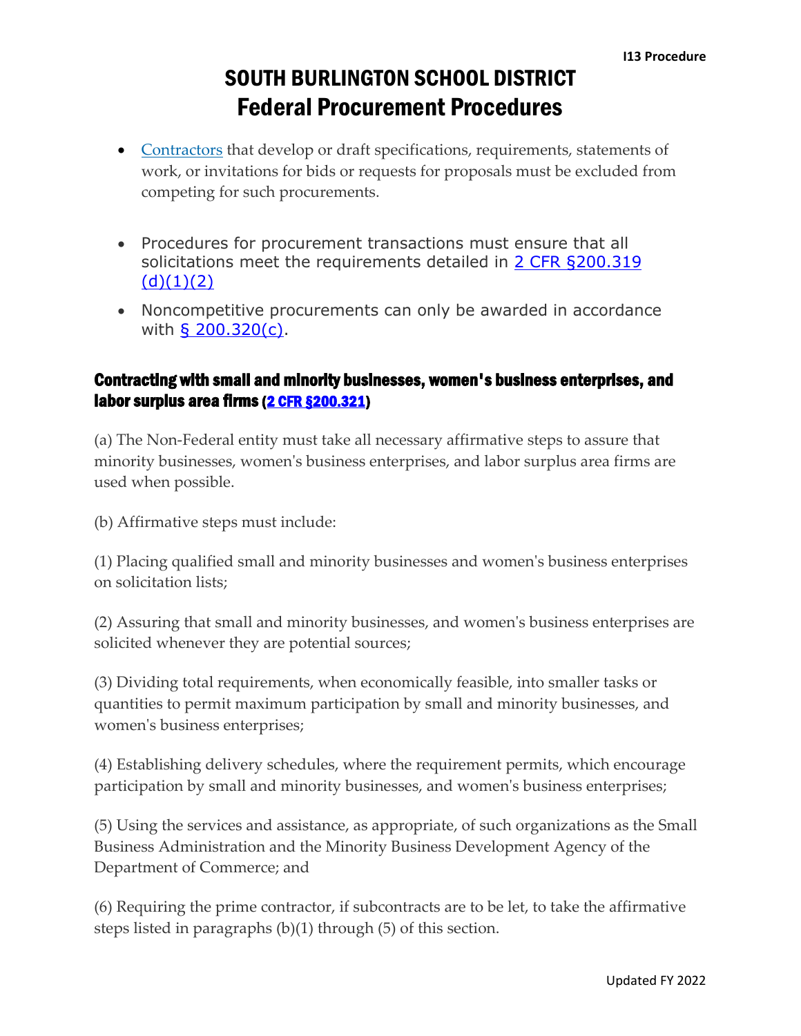- Contractors that develop or draft specifications, requirements, statements of work, or invitations for bids or requests for proposals must be excluded from competing for such procurements.

- Procedures for procurement transactions must ensure that all solicitations meet the requirements detailed in 2 CFR §200.319 (d)(1)(2)
- Noncompetitive procurements can only be awarded in accordance with § 200.320(c).

### Contracting with small and minority businesses, women's business enterprises, and labor surplus area firms (2 CFR §200.321)

(a) The Non-Federal entity must take all necessary affirmative steps to assure that minority businesses, women's business enterprises, and labor surplus area firms are used when possible.

(b) Affirmative steps must include:

(1) Placing qualified small and minority businesses and women's business enterprises on solicitation lists;

(2) Assuring that small and minority businesses, and women's business enterprises are solicited whenever they are potential sources;

(3) Dividing total requirements, when economically feasible, into smaller tasks or quantities to permit maximum participation by small and minority businesses, and women's business enterprises;

(4) Establishing delivery schedules, where the requirement permits, which encourage participation by small and minority businesses, and women's business enterprises;

(5) Using the services and assistance, as appropriate, of such organizations as the Small Business Administration and the Minority Business Development Agency of the Department of Commerce; and

(6) Requiring the prime contractor, if subcontracts are to be let, to take the affirmative steps listed in paragraphs (b)(1) through (5) of this section.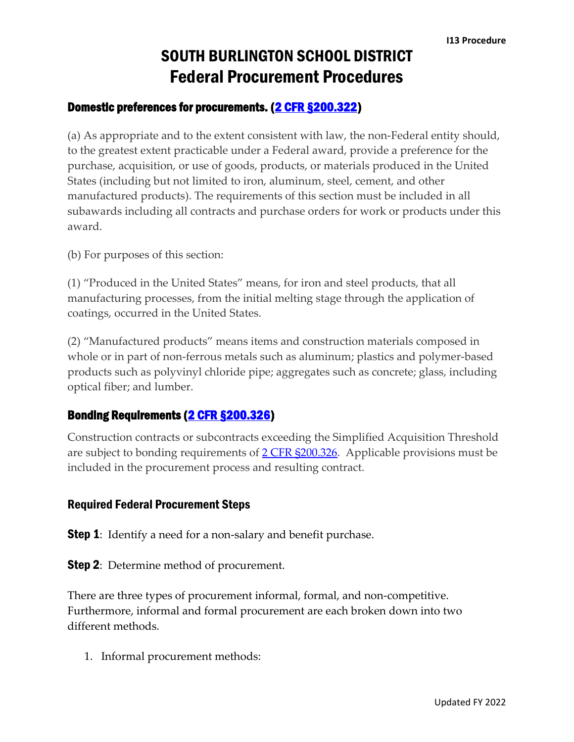# SOUTH BURLINGTON SCHOOL DISTRICT
# Federal Procurement Procedures

## Domestic preferences for procurements. ([2 CFR §200.322](#))

(a) As appropriate and to the extent consistent with law, the non-Federal entity should, to the greatest extent practicable under a Federal award, provide a preference for the purchase, acquisition, or use of goods, products, or materials produced in the United States (including but not limited to iron, aluminum, steel, cement, and other manufactured products). The requirements of this section must be included in all subawards including all contracts and purchase orders for work or products under this award.

(b) For purposes of this section:

(1) "Produced in the United States" means, for iron and steel products, that all manufacturing processes, from the initial melting stage through the application of coatings, occurred in the United States.

(2) "Manufactured products" means items and construction materials composed in whole or in part of non-ferrous metals such as aluminum; plastics and polymer-based products such as polyvinyl chloride pipe; aggregates such as concrete; glass, including optical fiber; and lumber.

## Bonding Requirements ([2 CFR §200.326](#))

Construction contracts or subcontracts exceeding the Simplified Acquisition Threshold are subject to bonding requirements of [2 CFR §200.326](#). Applicable provisions must be included in the procurement process and resulting contract.

### Required Federal Procurement Steps

**Step 1**: Identify a need for a non-salary and benefit purchase.

**Step 2**: Determine method of procurement.

There are three types of procurement informal, formal, and non-competitive. Furthermore, informal and formal procurement are each broken down into two different methods.

1. Informal procurement methods: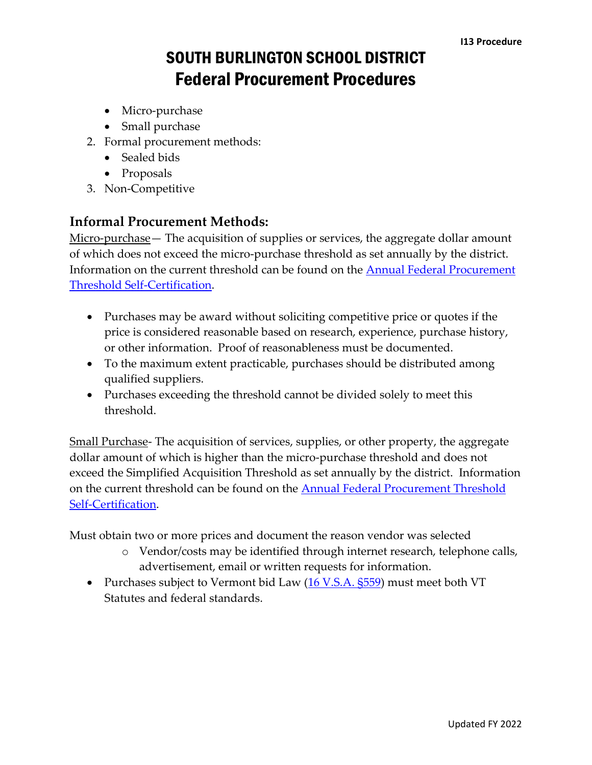- Micro-purchase
- Small purchase

2. Formal procurement methods:
   - Sealed bids
   - Proposals
3. Non-Competitive

### Informal Procurement Methods:

Micro-purchase— The acquisition of supplies or services, the aggregate dollar amount of which does not exceed the micro-purchase threshold as set annually by the district. Information on the current threshold can be found on the Annual Federal Procurement Threshold Self-Certification.

- Purchases may be award without soliciting competitive price or quotes if the price is considered reasonable based on research, experience, purchase history, or other information. Proof of reasonableness must be documented.
- To the maximum extent practicable, purchases should be distributed among qualified suppliers.
- Purchases exceeding the threshold cannot be divided solely to meet this threshold.

Small Purchase- The acquisition of services, supplies, or other property, the aggregate dollar amount of which is higher than the micro-purchase threshold and does not exceed the Simplified Acquisition Threshold as set annually by the district. Information on the current threshold can be found on the Annual Federal Procurement Threshold Self-Certification.

Must obtain two or more prices and document the reason vendor was selected

- Vendor/costs may be identified through internet research, telephone calls, advertisement, email or written requests for information.

- Purchases subject to Vermont bid Law (16 V.S.A. §559) must meet both VT Statutes and federal standards.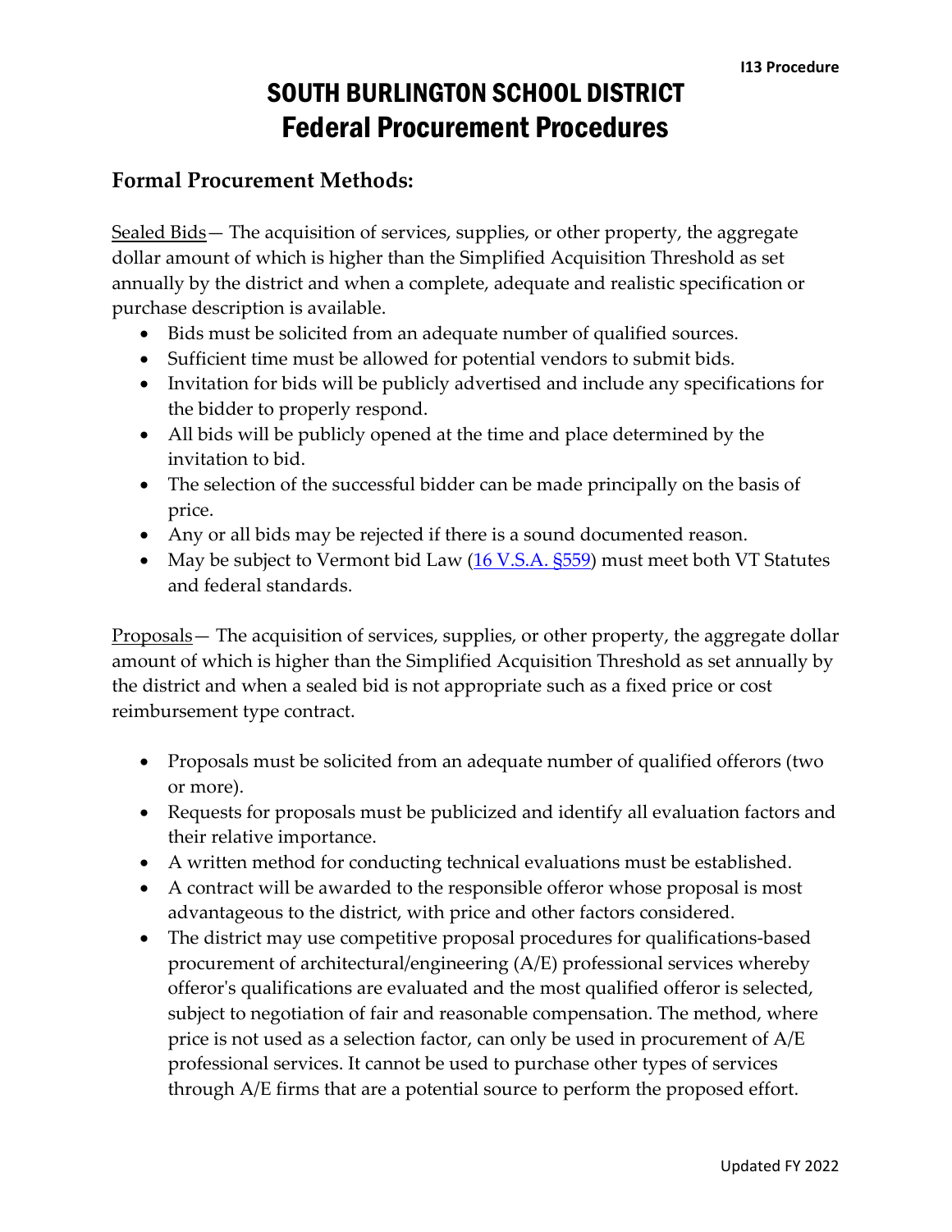# SOUTH BURLINGTON SCHOOL DISTRICT
# Federal Procurement Procedures

## Formal Procurement Methods:

Sealed Bids— The acquisition of services, supplies, or other property, the aggregate dollar amount of which is higher than the Simplified Acquisition Threshold as set annually by the district and when a complete, adequate and realistic specification or purchase description is available.

- Bids must be solicited from an adequate number of qualified sources.
- Sufficient time must be allowed for potential vendors to submit bids.
- Invitation for bids will be publicly advertised and include any specifications for the bidder to properly respond.
- All bids will be publicly opened at the time and place determined by the invitation to bid.
- The selection of the successful bidder can be made principally on the basis of price.
- Any or all bids may be rejected if there is a sound documented reason.
- May be subject to Vermont bid Law (16 V.S.A. §559) must meet both VT Statutes and federal standards.

Proposals— The acquisition of services, supplies, or other property, the aggregate dollar amount of which is higher than the Simplified Acquisition Threshold as set annually by the district and when a sealed bid is not appropriate such as a fixed price or cost reimbursement type contract.

- Proposals must be solicited from an adequate number of qualified offerors (two or more).
- Requests for proposals must be publicized and identify all evaluation factors and their relative importance.
- A written method for conducting technical evaluations must be established.
- A contract will be awarded to the responsible offeror whose proposal is most advantageous to the district, with price and other factors considered.
- The district may use competitive proposal procedures for qualifications-based procurement of architectural/engineering (A/E) professional services whereby offeror's qualifications are evaluated and the most qualified offeror is selected, subject to negotiation of fair and reasonable compensation. The method, where price is not used as a selection factor, can only be used in procurement of A/E professional services. It cannot be used to purchase other types of services through A/E firms that are a potential source to perform the proposed effort.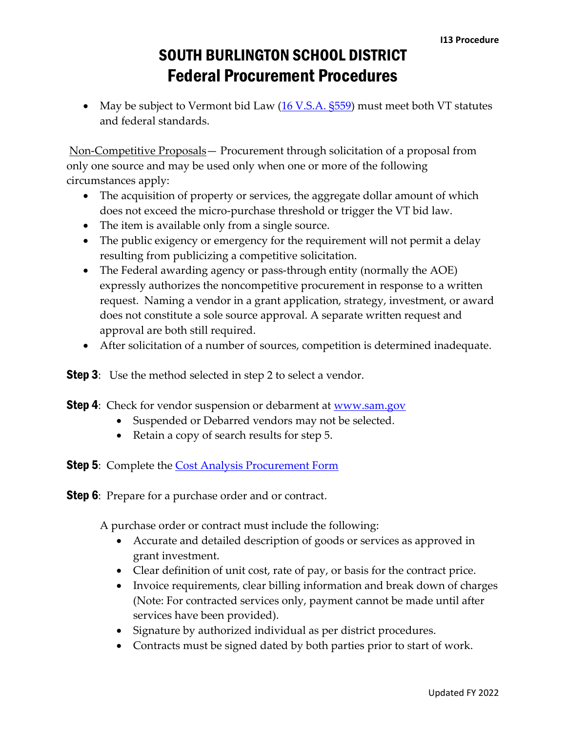- May be subject to Vermont bid Law ([16 V.S.A. §559]) must meet both VT statutes and federal standards.

<u>Non-Competitive Proposals</u>— Procurement through solicitation of a proposal from only one source and may be used only when one or more of the following circumstances apply:

- The acquisition of property or services, the aggregate dollar amount of which does not exceed the micro-purchase threshold or trigger the VT bid law.
- The item is available only from a single source.
- The public exigency or emergency for the requirement will not permit a delay resulting from publicizing a competitive solicitation.
- The Federal awarding agency or pass-through entity (normally the AOE) expressly authorizes the noncompetitive procurement in response to a written request. Naming a vendor in a grant application, strategy, investment, or award does not constitute a sole source approval. A separate written request and approval are both still required.
- After solicitation of a number of sources, competition is determined inadequate.

**Step 3**: Use the method selected in step 2 to select a vendor.

**Step 4**: Check for vendor suspension or debarment at www.sam.gov

- Suspended or Debarred vendors may not be selected.
- Retain a copy of search results for step 5.

**Step 5**: Complete the Cost Analysis Procurement Form

**Step 6**: Prepare for a purchase order and or contract.

A purchase order or contract must include the following:

- Accurate and detailed description of goods or services as approved in grant investment.
- Clear definition of unit cost, rate of pay, or basis for the contract price.
- Invoice requirements, clear billing information and break down of charges (Note: For contracted services only, payment cannot be made until after services have been provided).
- Signature by authorized individual as per district procedures.
- Contracts must be signed dated by both parties prior to start of work.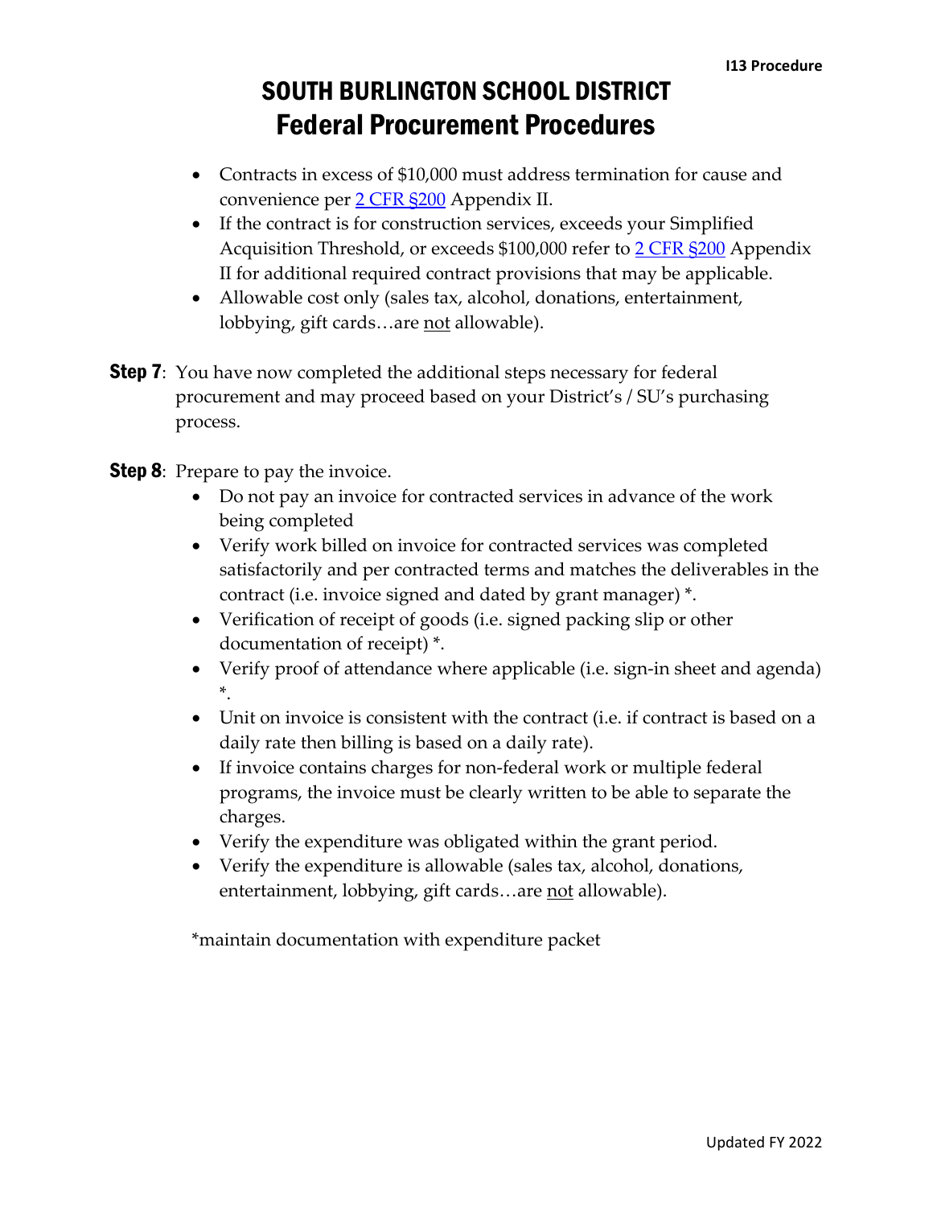- Contracts in excess of $10,000 must address termination for cause and convenience per 2 CFR §200 Appendix II.
- If the contract is for construction services, exceeds your Simplified Acquisition Threshold, or exceeds $100,000 refer to 2 CFR §200 Appendix II for additional required contract provisions that may be applicable.
- Allowable cost only (sales tax, alcohol, donations, entertainment, lobbying, gift cards…are not allowable).

**Step 7**: You have now completed the additional steps necessary for federal procurement and may proceed based on your District's / SU's purchasing process.

**Step 8**: Prepare to pay the invoice.

- Do not pay an invoice for contracted services in advance of the work being completed
- Verify work billed on invoice for contracted services was completed satisfactorily and per contracted terms and matches the deliverables in the contract (i.e. invoice signed and dated by grant manager) *.
- Verification of receipt of goods (i.e. signed packing slip or other documentation of receipt) *.
- Verify proof of attendance where applicable (i.e. sign-in sheet and agenda) *.
- Unit on invoice is consistent with the contract (i.e. if contract is based on a daily rate then billing is based on a daily rate).
- If invoice contains charges for non-federal work or multiple federal programs, the invoice must be clearly written to be able to separate the charges.
- Verify the expenditure was obligated within the grant period.
- Verify the expenditure is allowable (sales tax, alcohol, donations, entertainment, lobbying, gift cards…are not allowable).

*maintain documentation with expenditure packet